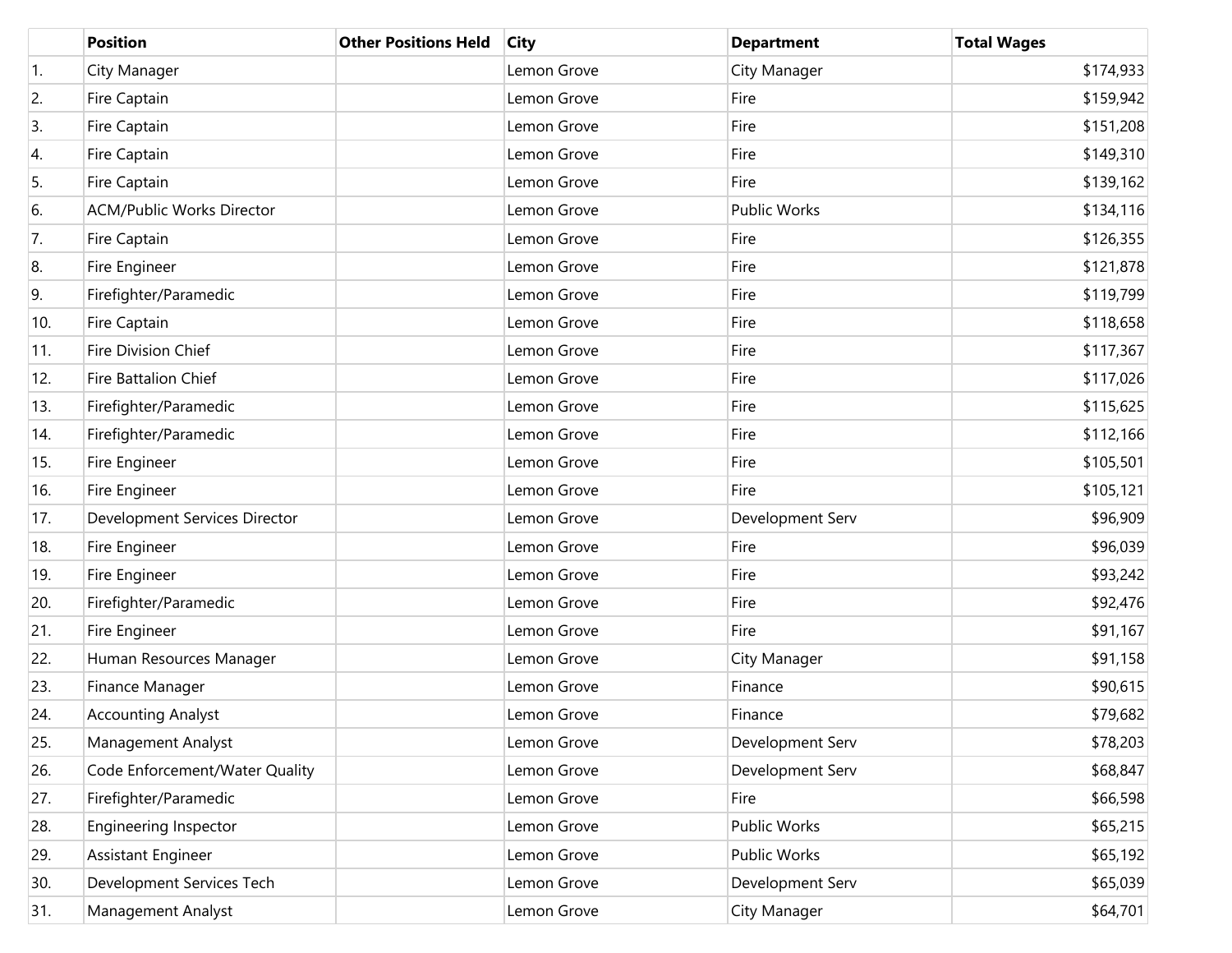| | Position | Other Positions Held | City | Department | Total Wages |
|---|---|---|---|---|---|
| 1. | City Manager | | Lemon Grove | City Manager | $174,933 |
| 2. | Fire Captain | | Lemon Grove | Fire | $159,942 |
| 3. | Fire Captain | | Lemon Grove | Fire | $151,208 |
| 4. | Fire Captain | | Lemon Grove | Fire | $149,310 |
| 5. | Fire Captain | | Lemon Grove | Fire | $139,162 |
| 6. | ACM/Public Works Director | | Lemon Grove | Public Works | $134,116 |
| 7. | Fire Captain | | Lemon Grove | Fire | $126,355 |
| 8. | Fire Engineer | | Lemon Grove | Fire | $121,878 |
| 9. | Firefighter/Paramedic | | Lemon Grove | Fire | $119,799 |
| 10. | Fire Captain | | Lemon Grove | Fire | $118,658 |
| 11. | Fire Division Chief | | Lemon Grove | Fire | $117,367 |
| 12. | Fire Battalion Chief | | Lemon Grove | Fire | $117,026 |
| 13. | Firefighter/Paramedic | | Lemon Grove | Fire | $115,625 |
| 14. | Firefighter/Paramedic | | Lemon Grove | Fire | $112,166 |
| 15. | Fire Engineer | | Lemon Grove | Fire | $105,501 |
| 16. | Fire Engineer | | Lemon Grove | Fire | $105,121 |
| 17. | Development Services Director | | Lemon Grove | Development Serv | $96,909 |
| 18. | Fire Engineer | | Lemon Grove | Fire | $96,039 |
| 19. | Fire Engineer | | Lemon Grove | Fire | $93,242 |
| 20. | Firefighter/Paramedic | | Lemon Grove | Fire | $92,476 |
| 21. | Fire Engineer | | Lemon Grove | Fire | $91,167 |
| 22. | Human Resources Manager | | Lemon Grove | City Manager | $91,158 |
| 23. | Finance Manager | | Lemon Grove | Finance | $90,615 |
| 24. | Accounting Analyst | | Lemon Grove | Finance | $79,682 |
| 25. | Management Analyst | | Lemon Grove | Development Serv | $78,203 |
| 26. | Code Enforcement/Water Quality | | Lemon Grove | Development Serv | $68,847 |
| 27. | Firefighter/Paramedic | | Lemon Grove | Fire | $66,598 |
| 28. | Engineering Inspector | | Lemon Grove | Public Works | $65,215 |
| 29. | Assistant Engineer | | Lemon Grove | Public Works | $65,192 |
| 30. | Development Services Tech | | Lemon Grove | Development Serv | $65,039 |
| 31. | Management Analyst | | Lemon Grove | City Manager | $64,701 |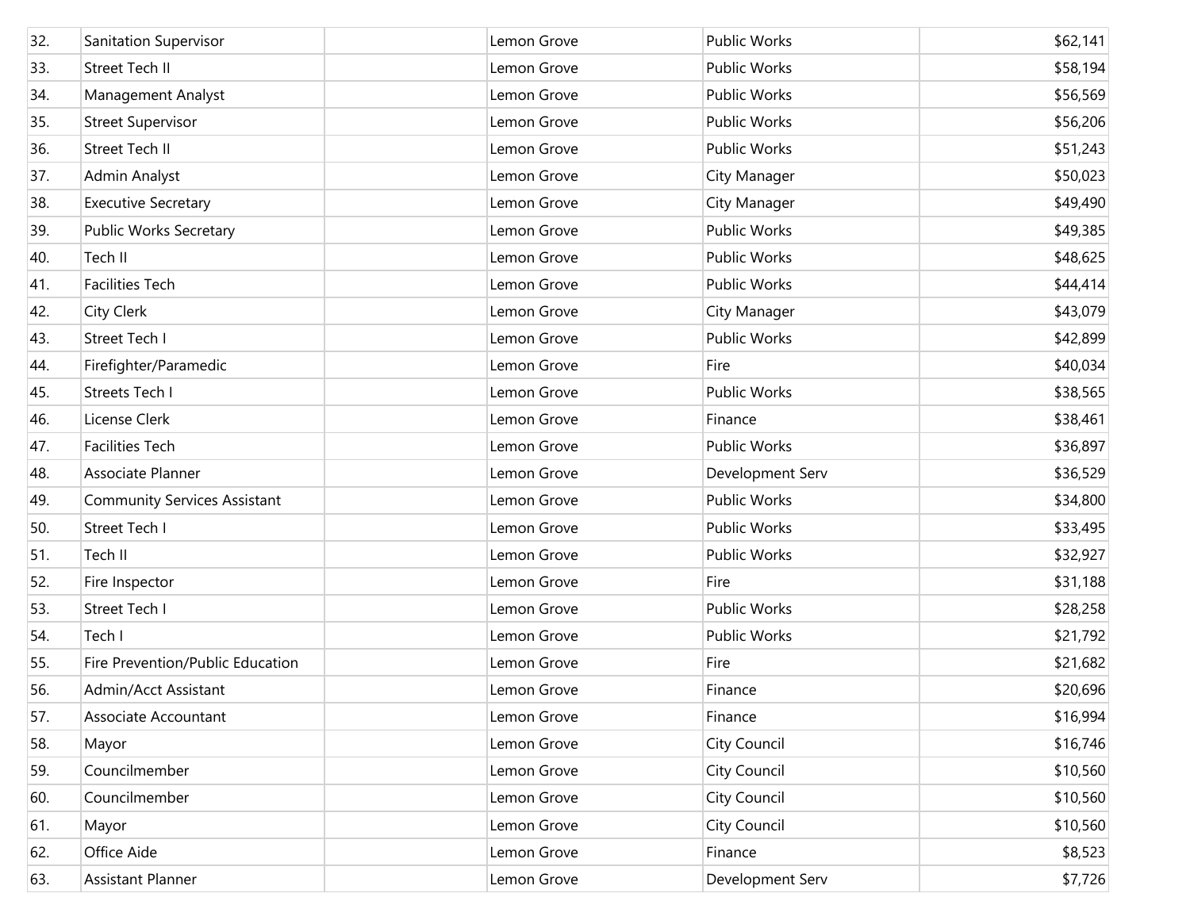| | | | | | |
|---|---|---|---|---|---|
| 32. | Sanitation Supervisor | | Lemon Grove | Public Works | $62,141 |
| 33. | Street Tech II | | Lemon Grove | Public Works | $58,194 |
| 34. | Management Analyst | | Lemon Grove | Public Works | $56,569 |
| 35. | Street Supervisor | | Lemon Grove | Public Works | $56,206 |
| 36. | Street Tech II | | Lemon Grove | Public Works | $51,243 |
| 37. | Admin Analyst | | Lemon Grove | City Manager | $50,023 |
| 38. | Executive Secretary | | Lemon Grove | City Manager | $49,490 |
| 39. | Public Works Secretary | | Lemon Grove | Public Works | $49,385 |
| 40. | Tech II | | Lemon Grove | Public Works | $48,625 |
| 41. | Facilities Tech | | Lemon Grove | Public Works | $44,414 |
| 42. | City Clerk | | Lemon Grove | City Manager | $43,079 |
| 43. | Street Tech I | | Lemon Grove | Public Works | $42,899 |
| 44. | Firefighter/Paramedic | | Lemon Grove | Fire | $40,034 |
| 45. | Streets Tech I | | Lemon Grove | Public Works | $38,565 |
| 46. | License Clerk | | Lemon Grove | Finance | $38,461 |
| 47. | Facilities Tech | | Lemon Grove | Public Works | $36,897 |
| 48. | Associate Planner | | Lemon Grove | Development Serv | $36,529 |
| 49. | Community Services Assistant | | Lemon Grove | Public Works | $34,800 |
| 50. | Street Tech I | | Lemon Grove | Public Works | $33,495 |
| 51. | Tech II | | Lemon Grove | Public Works | $32,927 |
| 52. | Fire Inspector | | Lemon Grove | Fire | $31,188 |
| 53. | Street Tech I | | Lemon Grove | Public Works | $28,258 |
| 54. | Tech I | | Lemon Grove | Public Works | $21,792 |
| 55. | Fire Prevention/Public Education | | Lemon Grove | Fire | $21,682 |
| 56. | Admin/Acct Assistant | | Lemon Grove | Finance | $20,696 |
| 57. | Associate Accountant | | Lemon Grove | Finance | $16,994 |
| 58. | Mayor | | Lemon Grove | City Council | $16,746 |
| 59. | Councilmember | | Lemon Grove | City Council | $10,560 |
| 60. | Councilmember | | Lemon Grove | City Council | $10,560 |
| 61. | Mayor | | Lemon Grove | City Council | $10,560 |
| 62. | Office Aide | | Lemon Grove | Finance | $8,523 |
| 63. | Assistant Planner | | Lemon Grove | Development Serv | $7,726 |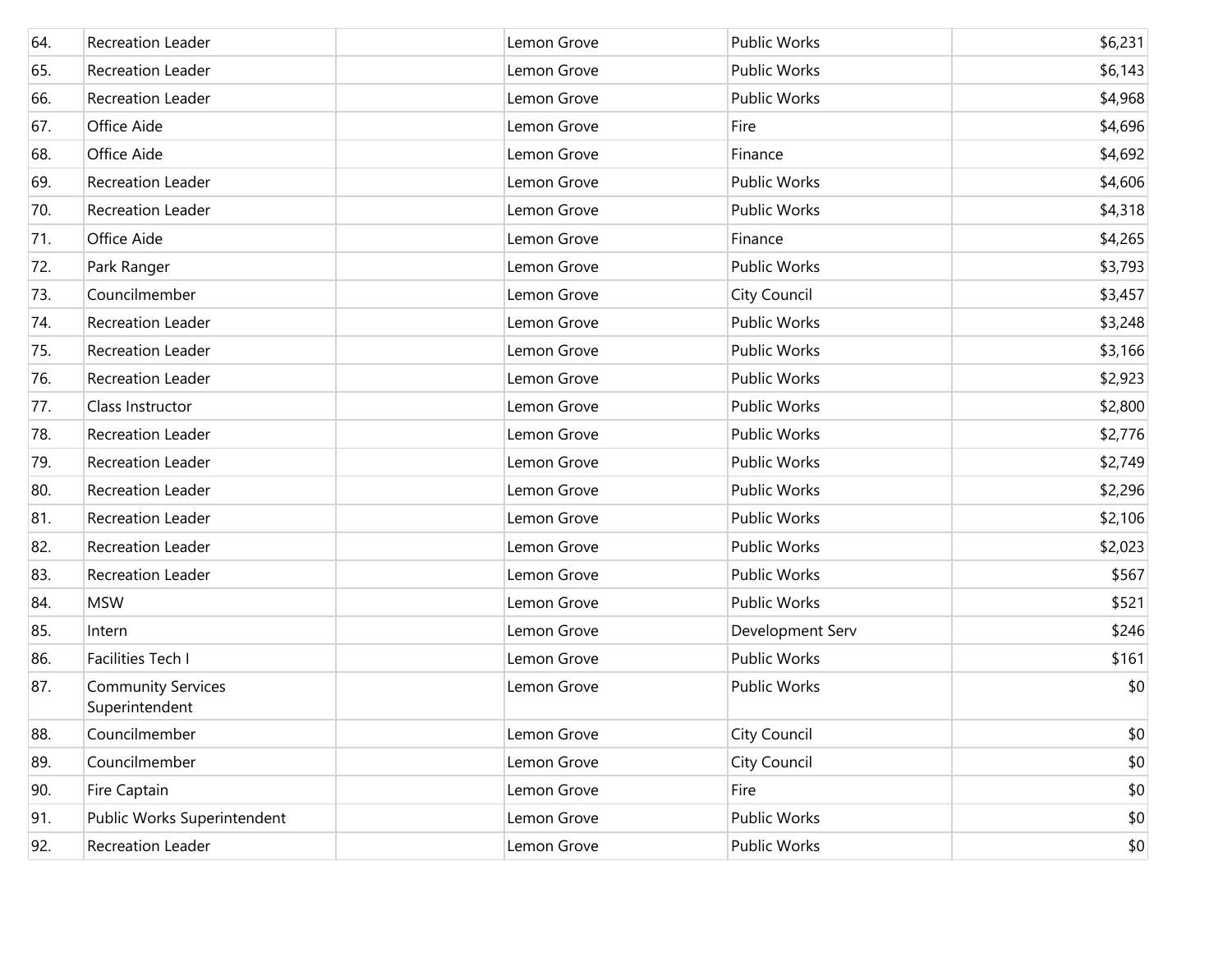| | | | | | |
|---|---|---|---|---|---|
| 64. | Recreation Leader | | Lemon Grove | Public Works | $6,231 |
| 65. | Recreation Leader | | Lemon Grove | Public Works | $6,143 |
| 66. | Recreation Leader | | Lemon Grove | Public Works | $4,968 |
| 67. | Office Aide | | Lemon Grove | Fire | $4,696 |
| 68. | Office Aide | | Lemon Grove | Finance | $4,692 |
| 69. | Recreation Leader | | Lemon Grove | Public Works | $4,606 |
| 70. | Recreation Leader | | Lemon Grove | Public Works | $4,318 |
| 71. | Office Aide | | Lemon Grove | Finance | $4,265 |
| 72. | Park Ranger | | Lemon Grove | Public Works | $3,793 |
| 73. | Councilmember | | Lemon Grove | City Council | $3,457 |
| 74. | Recreation Leader | | Lemon Grove | Public Works | $3,248 |
| 75. | Recreation Leader | | Lemon Grove | Public Works | $3,166 |
| 76. | Recreation Leader | | Lemon Grove | Public Works | $2,923 |
| 77. | Class Instructor | | Lemon Grove | Public Works | $2,800 |
| 78. | Recreation Leader | | Lemon Grove | Public Works | $2,776 |
| 79. | Recreation Leader | | Lemon Grove | Public Works | $2,749 |
| 80. | Recreation Leader | | Lemon Grove | Public Works | $2,296 |
| 81. | Recreation Leader | | Lemon Grove | Public Works | $2,106 |
| 82. | Recreation Leader | | Lemon Grove | Public Works | $2,023 |
| 83. | Recreation Leader | | Lemon Grove | Public Works | $567 |
| 84. | MSW | | Lemon Grove | Public Works | $521 |
| 85. | Intern | | Lemon Grove | Development Serv | $246 |
| 86. | Facilities Tech I | | Lemon Grove | Public Works | $161 |
| 87. | Community Services Superintendent | | Lemon Grove | Public Works | $0 |
| 88. | Councilmember | | Lemon Grove | City Council | $0 |
| 89. | Councilmember | | Lemon Grove | City Council | $0 |
| 90. | Fire Captain | | Lemon Grove | Fire | $0 |
| 91. | Public Works Superintendent | | Lemon Grove | Public Works | $0 |
| 92. | Recreation Leader | | Lemon Grove | Public Works | $0 |